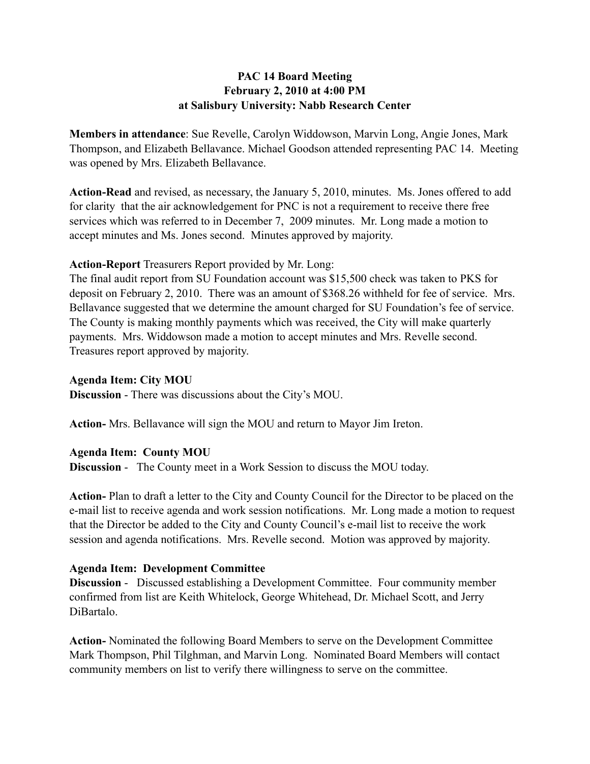**PAC 14 Board Meeting**
**February 2, 2010 at 4:00 PM**
**at Salisbury University: Nabb Research Center**

**Members in attendance**: Sue Revelle, Carolyn Widdowson, Marvin Long, Angie Jones, Mark Thompson, and Elizabeth Bellavance. Michael Goodson attended representing PAC 14. Meeting was opened by Mrs. Elizabeth Bellavance.

**Action-Read** and revised, as necessary, the January 5, 2010, minutes. Ms. Jones offered to add for clarity that the air acknowledgement for PNC is not a requirement to receive there free services which was referred to in December 7, 2009 minutes. Mr. Long made a motion to accept minutes and Ms. Jones second. Minutes approved by majority.

**Action-Report** Treasurers Report provided by Mr. Long:
The final audit report from SU Foundation account was $15,500 check was taken to PKS for deposit on February 2, 2010. There was an amount of $368.26 withheld for fee of service. Mrs. Bellavance suggested that we determine the amount charged for SU Foundation's fee of service. The County is making monthly payments which was received, the City will make quarterly payments. Mrs. Widdowson made a motion to accept minutes and Mrs. Revelle second. Treasures report approved by majority.

**Agenda Item: City MOU**
**Discussion** - There was discussions about the City's MOU.

**Action-** Mrs. Bellavance will sign the MOU and return to Mayor Jim Ireton.

**Agenda Item: County MOU**
**Discussion** - The County meet in a Work Session to discuss the MOU today.

**Action-** Plan to draft a letter to the City and County Council for the Director to be placed on the e-mail list to receive agenda and work session notifications. Mr. Long made a motion to request that the Director be added to the City and County Council's e-mail list to receive the work session and agenda notifications. Mrs. Revelle second. Motion was approved by majority.

**Agenda Item: Development Committee**
**Discussion** - Discussed establishing a Development Committee. Four community member confirmed from list are Keith Whitelock, George Whitehead, Dr. Michael Scott, and Jerry DiBartalo.

**Action-** Nominated the following Board Members to serve on the Development Committee Mark Thompson, Phil Tilghman, and Marvin Long. Nominated Board Members will contact community members on list to verify there willingness to serve on the committee.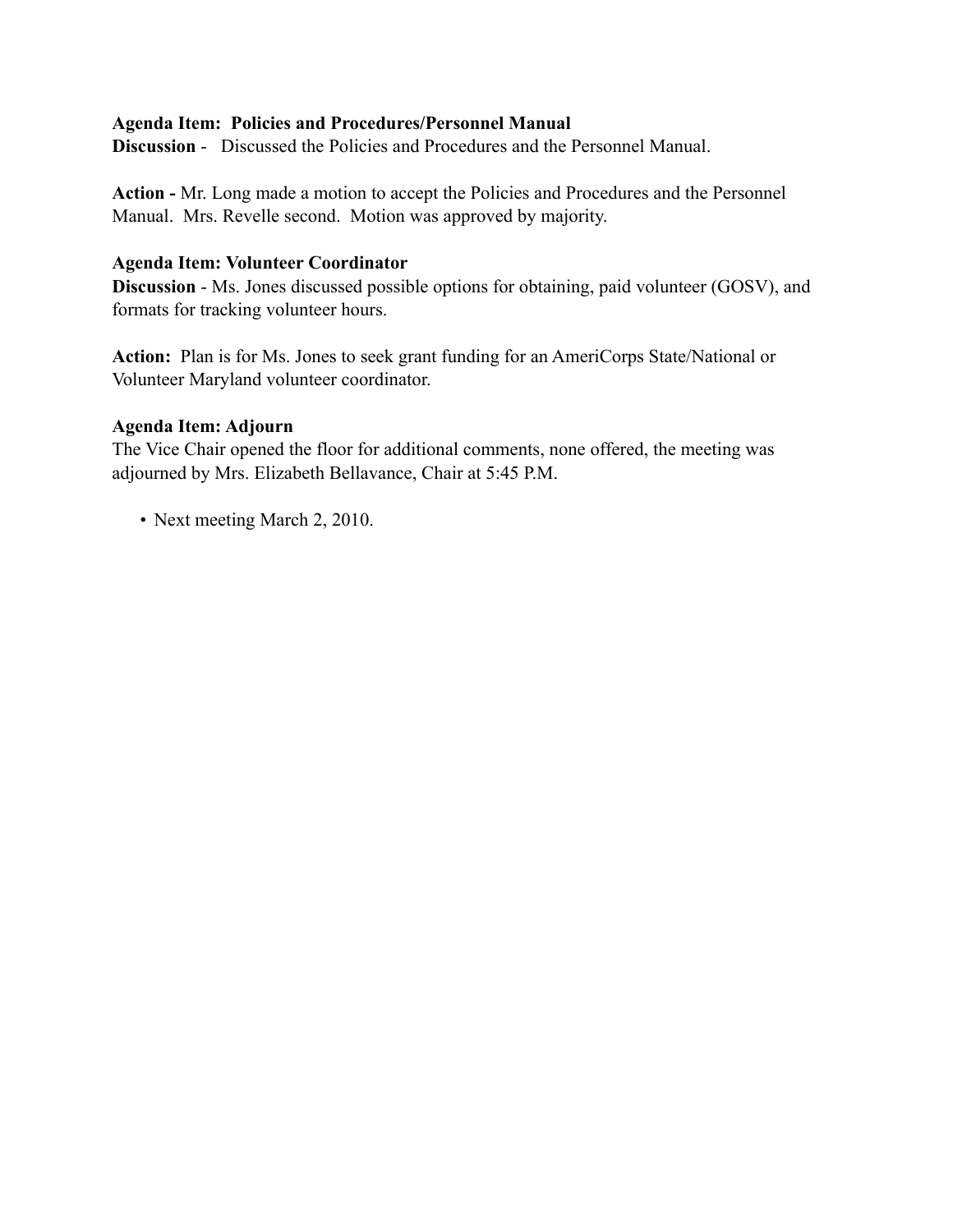**Agenda Item: Policies and Procedures/Personnel Manual**
**Discussion** - Discussed the Policies and Procedures and the Personnel Manual.

**Action -** Mr. Long made a motion to accept the Policies and Procedures and the Personnel Manual. Mrs. Revelle second. Motion was approved by majority.

**Agenda Item: Volunteer Coordinator**
**Discussion** - Ms. Jones discussed possible options for obtaining, paid volunteer (GOSV), and formats for tracking volunteer hours.

**Action:** Plan is for Ms. Jones to seek grant funding for an AmeriCorps State/National or Volunteer Maryland volunteer coordinator.

**Agenda Item: Adjourn**
The Vice Chair opened the floor for additional comments, none offered, the meeting was adjourned by Mrs. Elizabeth Bellavance, Chair at 5:45 P.M.

- Next meeting March 2, 2010.